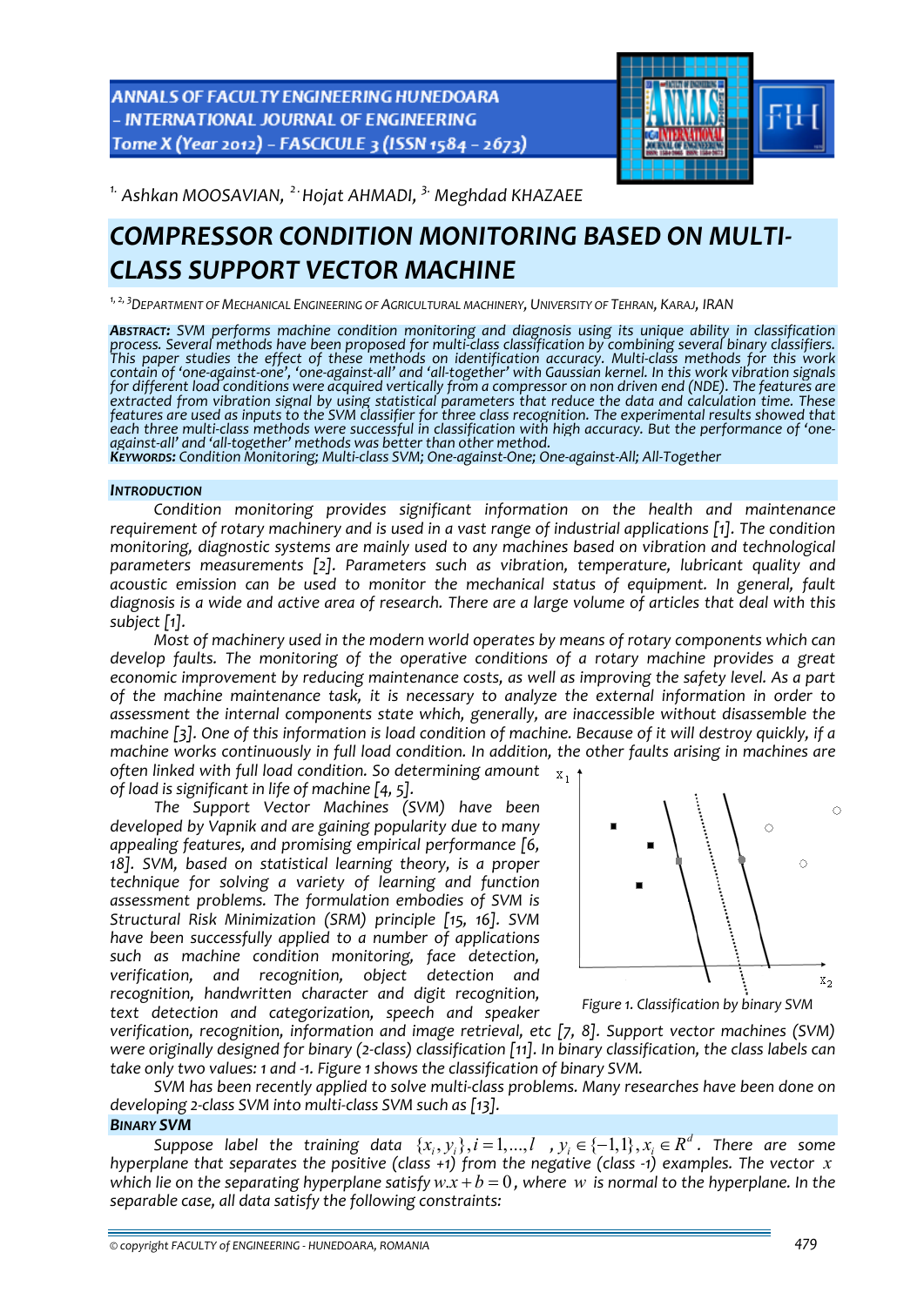[1.] Ashkan MOOSAVIAN, [2.] Hojat AHMADI, [3.] Meghdad KHAZAEE

# COMPRESSOR CONDITION MONITORING BASED ON MULTI-CLASS SUPPORT VECTOR MACHINE

[1, 2, 3] DEPARTMENT OF MECHANICAL ENGINEERING OF AGRICULTURAL MACHINERY, UNIVERSITY OF TEHRAN, KARAJ, IRAN

***ABSTRACT:*** *SVM performs machine condition monitoring and diagnosis using its unique ability in classification process. Several methods have been proposed for multi-class classification by combining several binary classifiers. This paper studies the effect of these methods on identification accuracy. Multi-class methods for this work contain of 'one-against-one', 'one-against-all' and 'all-together' with Gaussian kernel. In this work vibration signals for different load conditions were acquired vertically from a compressor on non driven end (NDE). The features are extracted from vibration signal by using statistical parameters that reduce the data and calculation time. These features are used as inputs to the SVM classifier for three class recognition. The experimental results showed that each three multi-class methods were successful in classification with high accuracy. But the performance of 'one-against-all' and 'all-together' methods was better than other method.*
***KEYWORDS:*** *Condition Monitoring; Multi-class SVM; One-against-One; One-against-All; All-Together*

## INTRODUCTION

*Condition monitoring provides significant information on the health and maintenance requirement of rotary machinery and is used in a vast range of industrial applications [1]. The condition monitoring, diagnostic systems are mainly used to any machines based on vibration and technological parameters measurements [2]. Parameters such as vibration, temperature, lubricant quality and acoustic emission can be used to monitor the mechanical status of equipment. In general, fault diagnosis is a wide and active area of research. There are a large volume of articles that deal with this subject [1].*

*Most of machinery used in the modern world operates by means of rotary components which can develop faults. The monitoring of the operative conditions of a rotary machine provides a great economic improvement by reducing maintenance costs, as well as improving the safety level. As a part of the machine maintenance task, it is necessary to analyze the external information in order to assessment the internal components state which, generally, are inaccessible without disassemble the machine [3]. One of this information is load condition of machine. Because of it will destroy quickly, if a machine works continuously in full load condition. In addition, the other faults arising in machines are often linked with full load condition. So determining amount of load is significant in life of machine [4, 5].*

*The Support Vector Machines (SVM) have been developed by Vapnik and are gaining popularity due to many appealing features, and promising empirical performance [6, 18]. SVM, based on statistical learning theory, is a proper technique for solving a variety of learning and function assessment problems. The formulation embodies of SVM is Structural Risk Minimization (SRM) principle [15, 16]. SVM have been successfully applied to a number of applications such as machine condition monitoring, face detection, verification, and recognition, object detection and recognition, handwritten character and digit recognition, text detection and categorization, speech and speaker verification, recognition, information and image retrieval, etc [7, 8]. Support vector machines (SVM) were originally designed for binary (2-class) classification [11]. In binary classification, the class labels can take only two values: 1 and -1. Figure 1 shows the classification of binary SVM.*

*Figure 1. Classification by binary SVM*

*SVM has been recently applied to solve multi-class problems. Many researches have been done on developing 2-class SVM into multi-class SVM such as [13].*

## BINARY SVM

*Suppose label the training data* $\{x_i, y_i\}, i = 1,...,l \ \ , y_i \in \{-1,1\}, x_i \in R^d$. *There are some hyperplane that separates the positive (class +1) from the negative (class -1) examples. The vector* $x$ *which lie on the separating hyperplane satisfy* $w.x + b = 0$, *where* $w$ *is normal to the hyperplane. In the separable case, all data satisfy the following constraints:*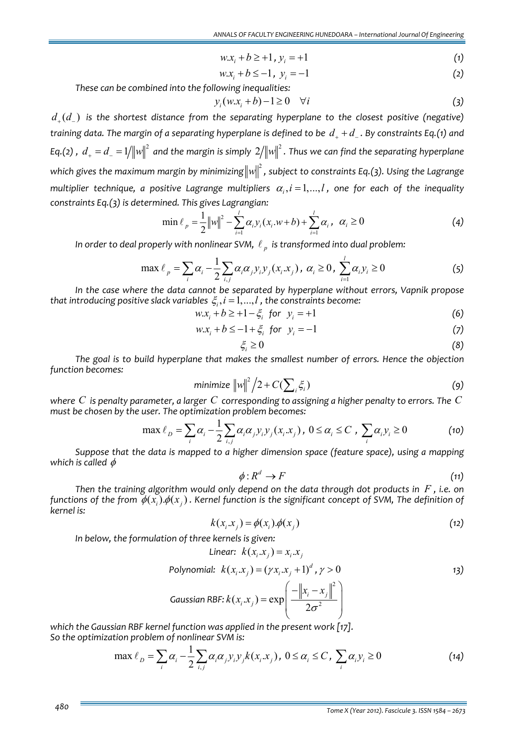$$w.x_i + b \geq +1 \text{, } y_i = +1 \tag{1}$$

$$w.x_i + b \leq -1 \text{, } y_i = -1 \tag{2}$$

*These can be combined into the following inequalities:*

$$y_i(w.x_i + b) - 1 \geq 0 \quad \forall i \tag{3}$$

*$d_+(d_-)$ is the shortest distance from the separating hyperplane to the closest positive (negative) training data. The margin of a separating hyperplane is defined to be $d_+ + d_-$. By constraints Eq.(1) and Eq.(2), $d_+ = d_- = 1/\|w\|^2$ and the margin is simply $2/\|w\|^2$. Thus we can find the separating hyperplane which gives the maximum margin by minimizing $\|w\|^2$, subject to constraints Eq.(3). Using the Lagrange multiplier technique, a positive Lagrange multipliers $\alpha_i, i = 1,...,l$, one for each of the inequality constraints Eq.(3) is determined. This gives Lagrangian:*

$$\min \ell_p = \frac{1}{2}\|w\|^2 - \sum_{i=1}^{l} \alpha_i y_i (x_i.w + b) + \sum_{i=1}^{l} \alpha_i \text{, } \alpha_i \geq 0 \tag{4}$$

*In order to deal properly with nonlinear SVM, $\ell_p$ is transformed into dual problem:*

$$\max \ell_p = \sum_i \alpha_i - \frac{1}{2}\sum_{i,j} \alpha_i \alpha_j y_i y_j (x_i.x_j) \text{, } \alpha_i \geq 0 \text{, } \sum_{i=1}^{l} \alpha_i y_i \geq 0 \tag{5}$$

*In the case where the data cannot be separated by hyperplane without errors, Vapnik propose that introducing positive slack variables $\xi_i, i = 1,...,l$, the constraints become:*

$$w.x_i + b \geq +1 - \xi_i \text{ for } y_i = +1 \tag{6}$$

$$w.x_i + b \leq -1 + \xi_i \text{ for } y_i = -1 \tag{7}$$

$$\xi_i \geq 0 \tag{8}$$

*The goal is to build hyperplane that makes the smallest number of errors. Hence the objection function becomes:*

$$\text{minimize } \|w\|^2 / 2 + C(\textstyle\sum_i \xi_i) \tag{9}$$

*where $C$ is penalty parameter, a larger $C$ corresponding to assigning a higher penalty to errors. The $C$ must be chosen by the user. The optimization problem becomes:*

$$\max \ell_D = \sum_i \alpha_i - \frac{1}{2}\sum_{i,j} \alpha_i \alpha_j y_i y_j (x_i.x_j) \text{, } 0 \leq \alpha_i \leq C \text{, } \sum_i \alpha_i y_i \geq 0 \tag{10}$$

*Suppose that the data is mapped to a higher dimension space (feature space), using a mapping which is called $\phi$*

$$\phi : R^d \rightarrow F \tag{11}$$

*Then the training algorithm would only depend on the data through dot products in $F$, i.e. on functions of the from $\phi(x_i).\phi(x_j)$. Kernel function is the significant concept of SVM, The definition of kernel is:*

$$k(x_i.x_j) = \phi(x_i).\phi(x_j) \tag{12}$$

*In below, the formulation of three kernels is given:*

$$\text{Linear: } k(x_i.x_j) = x_i.x_j$$

$$\text{Polynomial: } k(x_i.x_j) = (\gamma x_i.x_j + 1)^d \text{, } \gamma > 0 \tag{13}$$

$$\text{Gaussian RBF: } k(x_i.x_j) = \exp\left(\frac{-\|x_i - x_j\|^2}{2\sigma^2}\right)$$

*which the Gaussian RBF kernel function was applied in the present work [17].*
*So the optimization problem of nonlinear SVM is:*

$$\max \ell_D = \sum_i \alpha_i - \frac{1}{2}\sum_{i,j} \alpha_i \alpha_j y_i y_j k(x_i.x_j) \text{, } 0 \leq \alpha_i \leq C \text{, } \sum_i \alpha_i y_i \geq 0 \tag{14}$$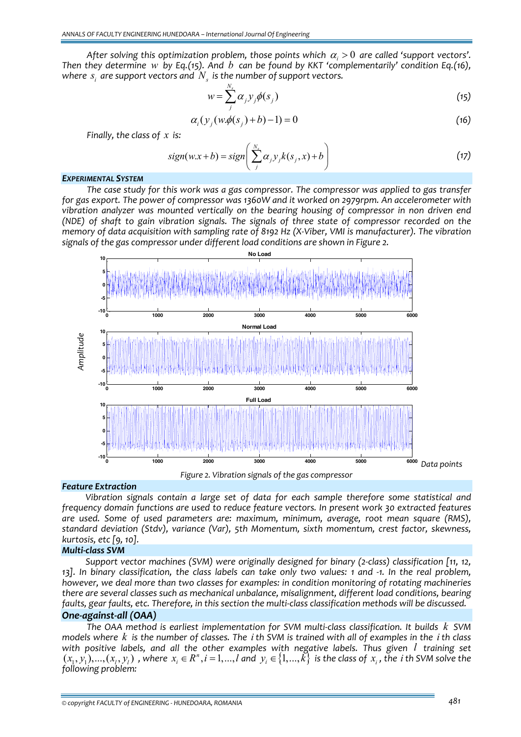After solving this optimization problem, those points which $\alpha_i > 0$ are called 'support vectors'. Then they determine $w$ by Eq.(15). And $b$ can be found by KKT 'complementarily' condition Eq.(16), where $s_i$ are support vectors and $N_s$ is the number of support vectors.

$$w = \sum_{j}^{N_s} \alpha_j y_j \phi(s_j) \tag{15}$$

$$\alpha_i (y_j (w.\phi(s_j) + b) - 1) = 0 \tag{16}$$

Finally, the class of $x$ is:

$$sign(w.x + b) = sign\left( \sum_{j}^{N_s} \alpha_j y_j k(s_j, x) + b \right) \tag{17}$$

## EXPERIMENTAL SYSTEM

The case study for this work was a gas compressor. The compressor was applied to gas transfer for gas export. The power of compressor was 1360W and it worked on 2979rpm. An accelerometer with vibration analyzer was mounted vertically on the bearing housing of compressor in non driven end (NDE) of shaft to gain vibration signals. The signals of three state of compressor recorded on the memory of data acquisition with sampling rate of 8192 Hz (X-Viber, VMI is manufacturer). The vibration signals of the gas compressor under different load conditions are shown in Figure 2.

Figure 2. Vibration signals of the gas compressor

### Feature Extraction

Vibration signals contain a large set of data for each sample therefore some statistical and frequency domain functions are used to reduce feature vectors. In present work 30 extracted features are used. Some of used parameters are: maximum, minimum, average, root mean square (RMS), standard deviation (Stdv), variance (Var), 5th Momentum, sixth momentum, crest factor, skewness, kurtosis, etc [9, 10].

### Multi-class SVM

Support vector machines (SVM) were originally designed for binary (2-class) classification [11, 12, 13]. In binary classification, the class labels can take only two values: 1 and -1. In the real problem, however, we deal more than two classes for examples: in condition monitoring of rotating machineries there are several classes such as mechanical unbalance, misalignment, different load conditions, bearing faults, gear faults, etc. Therefore, in this section the multi-class classification methods will be discussed.

### One-against-all (OAA)

The OAA method is earliest implementation for SVM multi-class classification. It builds $k$ SVM models where $k$ is the number of classes. The $i$ th SVM is trained with all of examples in the $i$ th class with positive labels, and all the other examples with negative labels. Thus given $l$ training set $(x_1, y_1), \ldots, (x_l, y_l)$, where $x_i \in R^n, i = 1, \ldots, l$ and $y_i \in \{1, \ldots, k\}$ is the class of $x_i$, the $i$ th SVM solve the following problem: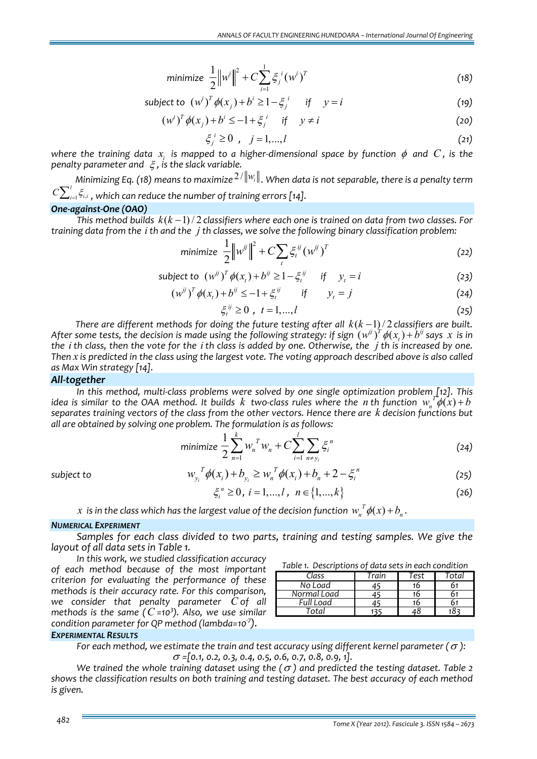$$minimize\ \ \frac{1}{2}\left\|w^i\right\|^2 + C\sum_{i=1}^{1} \xi_j^{\,i}(w^i)^T \tag{18}$$

$$subject\ to\ \ (w^i)^T\phi(x_j) + b^i \geq 1 - \xi_j^{\,i} \quad if \quad y = i \tag{19}$$

$$(w^i)^T\phi(x_j) + b^i \leq -1 + \xi_j^{\,i} \quad if \quad y \neq i \tag{20}$$

$$\xi_j^{\,i} \geq 0\ ,\ \ j = 1,\ldots,l \tag{21}$$

*where the training data $x_i$ is mapped to a higher-dimensional space by function $\phi$ and $C$, is the penalty parameter and $\xi$, is the slack variable.*

*Minimizing Eq. (18) means to maximize $2/\|w_i\|$. When data is not separable, there is a penalty term $C\sum_{i=1}^{l}\xi_{i,i}$, which can reduce the number of training errors [14].*

### *One-against-One (OAO)*

*This method builds $k(k-1)/2$ classifiers where each one is trained on data from two classes. For training data from the $i$ th and the $j$ th classes, we solve the following binary classification problem:*

$$minimize\ \ \frac{1}{2}\left\|w^{ij}\right\|^2 + C\sum_{t} \xi_t^{ij}(w^{ij})^T \tag{22}$$

$$subject\ to\ \ (w^{ij})^T\phi(x_t) + b^{ij} \geq 1 - \xi_t^{ij} \quad if \quad y_t = i \tag{23}$$

$$(w^{ij})^T\phi(x_t) + b^{ij} \leq -1 + \xi_t^{ij} \quad if \quad y_t = j \tag{24}$$

$$\xi_t^{ij} \geq 0\ ,\ \ t = 1,\ldots,l \tag{25}$$

*There are different methods for doing the future testing after all $k(k-1)/2$ classifiers are built. After some tests, the decision is made using the following strategy: if sign $(w^{ij})^T\phi(x_t) + b^{ij}$ says $x$ is in the $i$ th class, then the vote for the $i$ th class is added by one. Otherwise, the $j$ th is increased by one. Then $x$ is predicted in the class using the largest vote. The voting approach described above is also called as Max Win strategy [14].*

### *All-together*

*In this method, multi-class problems were solved by one single optimization problem [12]. This idea is similar to the OAA method. It builds $k$ two-class rules where the $n$ th function $w_n^{\,T}\phi(x) + b$ separates training vectors of the class from the other vectors. Hence there are $k$ decision functions but all are obtained by solving one problem. The formulation is as follows:*

$$minimize\ \frac{1}{2}\sum_{n=1}^{k} w_n^{\,T} w_n + C\sum_{i=1}^{l}\sum_{n \neq y_i} \xi_i^{\,n} \tag{24}$$

*subject to*

$$w_{y_i}^{\,T}\phi(x_i) + b_{y_i} \geq w_n^{\,T}\phi(x_i) + b_n + 2 - \xi_i^{\,n} \tag{25}$$

$$\xi_i^{\,n} \geq 0,\ i = 1,\ldots,l,\ \ n \in \{1,\ldots,k\} \tag{26}$$

*$x$ is in the class which has the largest value of the decision function $w_n^{\,T}\phi(x) + b_n$.*

## *NUMERICAL EXPERIMENT*

*Samples for each class divided to two parts, training and testing samples. We give the layout of all data sets in Table 1.*

*In this work, we studied classification accuracy of each method because of the most important criterion for evaluating the performance of these methods is their accuracy rate. For this comparison, we consider that penalty parameter $C$ of all methods is the same ($C$=10[3]). Also, we use similar condition parameter for QP method (lambda=10[-7]).*

*Table 1. Descriptions of data sets in each condition*

| Class | Train | Test | Total |
|---|---|---|---|
| No Load | 45 | 16 | 61 |
| Normal Load | 45 | 16 | 61 |
| Full Load | 45 | 16 | 61 |
| Total | 135 | 48 | 183 |

## *EXPERIMENTAL RESULTS*

*For each method, we estimate the train and test accuracy using different kernel parameter ($\sigma$): $\sigma$=[0.1, 0.2, 0.3, 0.4, 0.5, 0.6, 0.7, 0.8, 0.9, 1].*

*We trained the whole training dataset using the ($\sigma$) and predicted the testing dataset. Table 2 shows the classification results on both training and testing dataset. The best accuracy of each method is given.*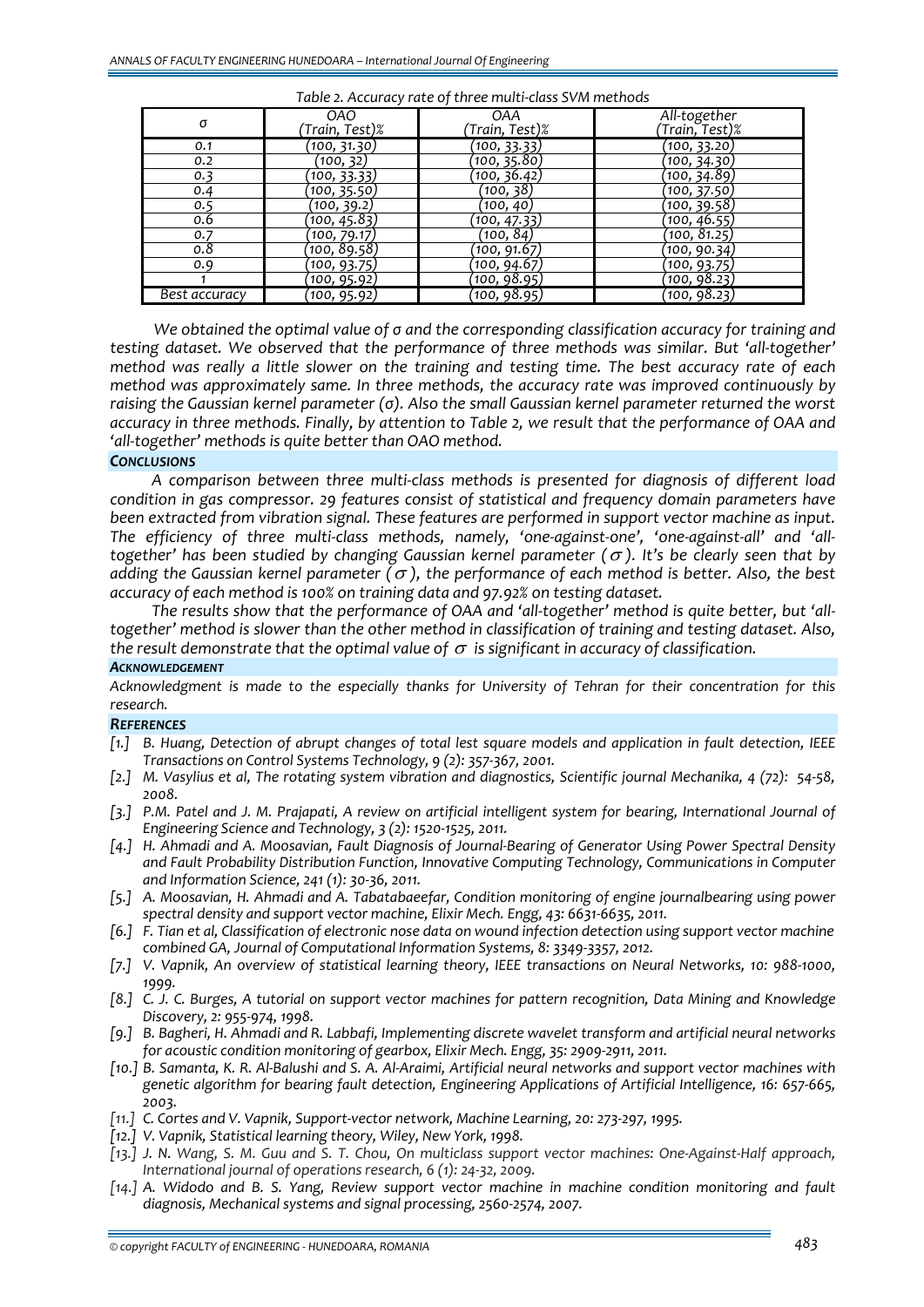*Table 2. Accuracy rate of three multi-class SVM methods*

| σ | OAO (Train, Test)% | OAA (Train, Test)% | All-together (Train, Test)% |
|---|---|---|---|
| 0.1 | (100, 31.30) | (100, 33.33) | (100, 33.20) |
| 0.2 | (100, 32) | (100, 35.80) | (100, 34.30) |
| 0.3 | (100, 33.33) | (100, 36.42) | (100, 34.89) |
| 0.4 | (100, 35.50) | (100, 38) | (100, 37.50) |
| 0.5 | (100, 39.2) | (100, 40) | (100, 39.58) |
| 0.6 | (100, 45.83) | (100, 47.33) | (100, 46.55) |
| 0.7 | (100, 79.17) | (100, 84) | (100, 81.25) |
| 0.8 | (100, 89.58) | (100, 91.67) | (100, 90.34) |
| 0.9 | (100, 93.75) | (100, 94.67) | (100, 93.75) |
| 1 | (100, 95.92) | (100, 98.95) | (100, 98.23) |
| Best accuracy | (100, 95.92) | (100, 98.95) | (100, 98.23) |

*We obtained the optimal value of σ and the corresponding classification accuracy for training and testing dataset. We observed that the performance of three methods was similar. But 'all-together' method was really a little slower on the training and testing time. The best accuracy rate of each method was approximately same. In three methods, the accuracy rate was improved continuously by raising the Gaussian kernel parameter (σ). Also the small Gaussian kernel parameter returned the worst accuracy in three methods. Finally, by attention to Table 2, we result that the performance of OAA and 'all-together' methods is quite better than OAO method.*

## CONCLUSIONS

*A comparison between three multi-class methods is presented for diagnosis of different load condition in gas compressor. 29 features consist of statistical and frequency domain parameters have been extracted from vibration signal. These features are performed in support vector machine as input. The efficiency of three multi-class methods, namely, 'one-against-one', 'one-against-all' and 'all-together' has been studied by changing Gaussian kernel parameter ($\sigma$). It's be clearly seen that by adding the Gaussian kernel parameter ($\sigma$), the performance of each method is better. Also, the best accuracy of each method is 100% on training data and 97.92% on testing dataset.*

*The results show that the performance of OAA and 'all-together' method is quite better, but 'all-together' method is slower than the other method in classification of training and testing dataset. Also, the result demonstrate that the optimal value of $\sigma$ is significant in accuracy of classification.*

## ACKNOWLEDGEMENT

*Acknowledgment is made to the especially thanks for University of Tehran for their concentration for this research.*

## REFERENCES

- [1.] B. Huang, Detection of abrupt changes of total lest square models and application in fault detection, IEEE Transactions on Control Systems Technology, 9 (2): 357-367, 2001.
- [2.] M. Vasylius et al, The rotating system vibration and diagnostics, Scientific journal Mechanika, 4 (72): 54-58, 2008.
- [3.] P.M. Patel and J. M. Prajapati, A review on artificial intelligent system for bearing, International Journal of Engineering Science and Technology, 3 (2): 1520-1525, 2011.
- [4.] H. Ahmadi and A. Moosavian, Fault Diagnosis of Journal-Bearing of Generator Using Power Spectral Density and Fault Probability Distribution Function, Innovative Computing Technology, Communications in Computer and Information Science, 241 (1): 30-36, 2011.
- [5.] A. Moosavian, H. Ahmadi and A. Tabatabaeefar, Condition monitoring of engine journalbearing using power spectral density and support vector machine, Elixir Mech. Engg, 43: 6631-6635, 2011.
- [6.] F. Tian et al, Classification of electronic nose data on wound infection detection using support vector machine combined GA, Journal of Computational Information Systems, 8: 3349-3357, 2012.
- [7.] V. Vapnik, An overview of statistical learning theory, IEEE transactions on Neural Networks, 10: 988-1000, 1999.
- [8.] C. J. C. Burges, A tutorial on support vector machines for pattern recognition, Data Mining and Knowledge Discovery, 2: 955-974, 1998.
- [9.] B. Bagheri, H. Ahmadi and R. Labbafi, Implementing discrete wavelet transform and artificial neural networks for acoustic condition monitoring of gearbox, Elixir Mech. Engg, 35: 2909-2911, 2011.
- [10.] B. Samanta, K. R. Al-Balushi and S. A. Al-Araimi, Artificial neural networks and support vector machines with genetic algorithm for bearing fault detection, Engineering Applications of Artificial Intelligence, 16: 657-665, 2003.
- [11.] C. Cortes and V. Vapnik, Support-vector network, Machine Learning, 20: 273-297, 1995.
- [12.] V. Vapnik, Statistical learning theory, Wiley, New York, 1998.
- [13.] J. N. Wang, S. M. Guu and S. T. Chou, On multiclass support vector machines: One-Against-Half approach, International journal of operations research, 6 (1): 24-32, 2009.
- [14.] A. Widodo and B. S. Yang, Review support vector machine in machine condition monitoring and fault diagnosis, Mechanical systems and signal processing, 2560-2574, 2007.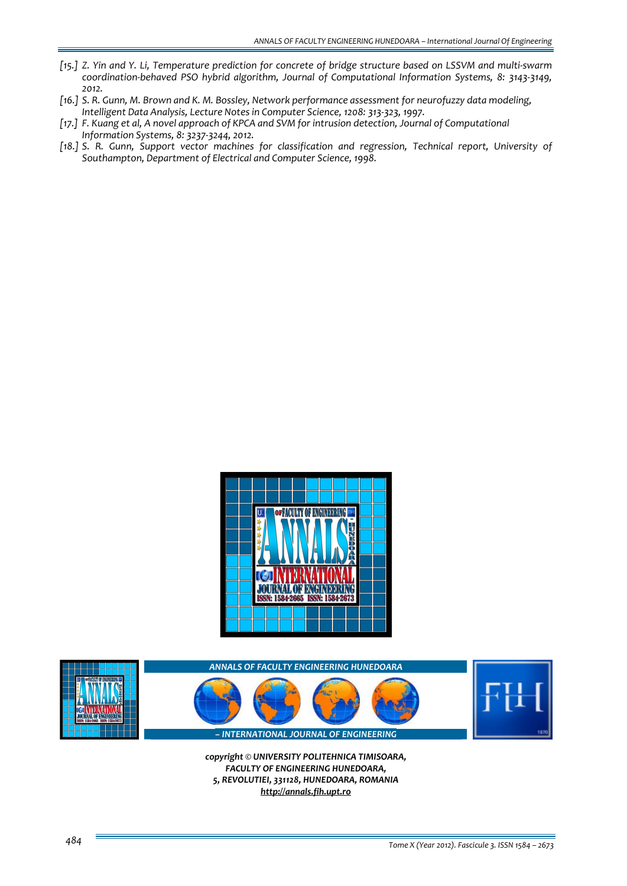[15.] Z. Yin and Y. Li, Temperature prediction for concrete of bridge structure based on LSSVM and multi-swarm coordination-behaved PSO hybrid algorithm, Journal of Computational Information Systems, 8: 3143-3149, 2012.

[16.] S. R. Gunn, M. Brown and K. M. Bossley, Network performance assessment for neurofuzzy data modeling, Intelligent Data Analysis, Lecture Notes in Computer Science, 1208: 313-323, 1997.

[17.] F. Kuang et al, A novel approach of KPCA and SVM for intrusion detection, Journal of Computational Information Systems, 8: 3237-3244, 2012.

[18.] S. R. Gunn, Support vector machines for classification and regression, Technical report, University of Southampton, Department of Electrical and Computer Science, 1998.

ANNALS OF FACULTY ENGINEERING HUNEDOARA

– INTERNATIONAL JOURNAL OF ENGINEERING

copyright © UNIVERSITY POLITEHNICA TIMISOARA,
FACULTY OF ENGINEERING HUNEDOARA,
5, REVOLUTIEI, 331128, HUNEDOARA, ROMANIA
http://annals.fih.upt.ro